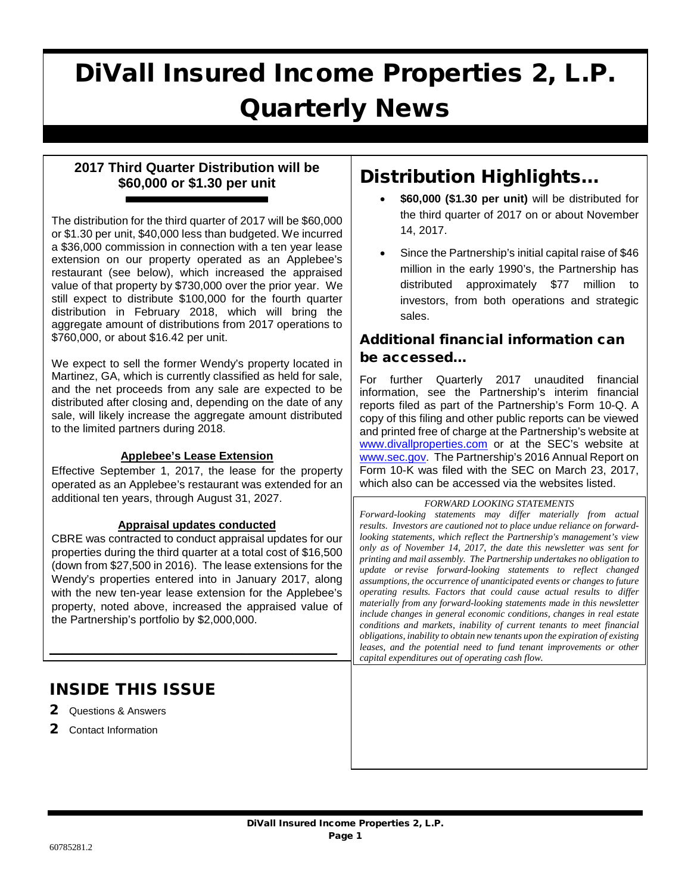# DiVall Insured Income Properties 2, L.P. Quarterly News

## 2017 Third Quarter Distribution will be $60,000 or $1.30 per unit

The distribution for the third quarter of 2017 will be $60,000 or $1.30 per unit, $40,000 less than budgeted. We incurred a $36,000 commission in connection with a ten year lease extension on our property operated as an Applebee's restaurant (see below), which increased the appraised value of that property by $730,000 over the prior year. We still expect to distribute $100,000 for the fourth quarter distribution in February 2018, which will bring the aggregate amount of distributions from 2017 operations to $760,000, or about $16.42 per unit.

We expect to sell the former Wendy's property located in Martinez, GA, which is currently classified as held for sale, and the net proceeds from any sale are expected to be distributed after closing and, depending on the date of any sale, will likely increase the aggregate amount distributed to the limited partners during 2018.

### Applebee's Lease Extension

Effective September 1, 2017, the lease for the property operated as an Applebee's restaurant was extended for an additional ten years, through August 31, 2027.

### Appraisal updates conducted

CBRE was contracted to conduct appraisal updates for our properties during the third quarter at a total cost of $16,500 (down from $27,500 in 2016). The lease extensions for the Wendy's properties entered into in January 2017, along with the new ten-year lease extension for the Applebee's property, noted above, increased the appraised value of the Partnership's portfolio by $2,000,000.

## INSIDE THIS ISSUE

**2** Questions & Answers

**2** Contact Information

## Distribution Highlights…

- **$60,000 ($1.30 per unit)** will be distributed for the third quarter of 2017 on or about November 14, 2017.
- Since the Partnership's initial capital raise of $46 million in the early 1990's, the Partnership has distributed approximately $77 million to investors, from both operations and strategic sales.

## Additional financial information can be accessed…

For further Quarterly 2017 unaudited financial information, see the Partnership's interim financial reports filed as part of the Partnership's Form 10-Q. A copy of this filing and other public reports can be viewed and printed free of charge at the Partnership's website at www.divallproperties.com or at the SEC's website at www.sec.gov. The Partnership's 2016 Annual Report on Form 10-K was filed with the SEC on March 23, 2017, which also can be accessed via the websites listed.

*FORWARD LOOKING STATEMENTS*

*Forward-looking statements may differ materially from actual results. Investors are cautioned not to place undue reliance on forward-looking statements, which reflect the Partnership's management's view only as of November 14, 2017, the date this newsletter was sent for printing and mail assembly. The Partnership undertakes no obligation to update or revise forward-looking statements to reflect changed assumptions, the occurrence of unanticipated events or changes to future operating results. Factors that could cause actual results to differ materially from any forward-looking statements made in this newsletter include changes in general economic conditions, changes in real estate conditions and markets, inability of current tenants to meet financial obligations, inability to obtain new tenants upon the expiration of existing leases, and the potential need to fund tenant improvements or other capital expenditures out of operating cash flow.*

60785281.2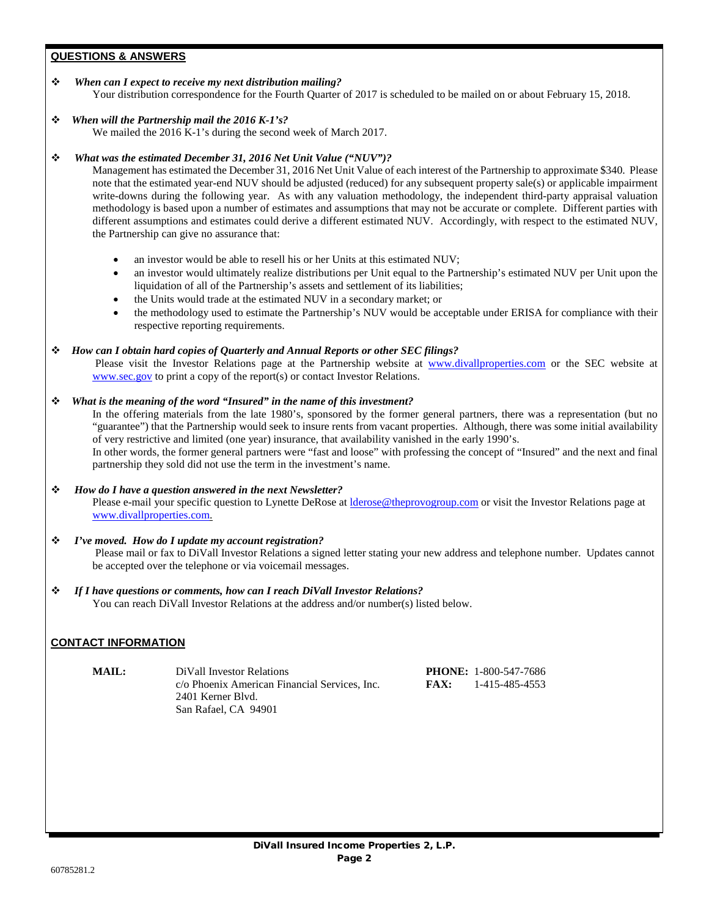## QUESTIONS & ANSWERS

- ***When can I expect to receive my next distribution mailing?***
  Your distribution correspondence for the Fourth Quarter of 2017 is scheduled to be mailed on or about February 15, 2018.

- ***When will the Partnership mail the 2016 K-1's?***
  We mailed the 2016 K-1's during the second week of March 2017.

- ***What was the estimated December 31, 2016 Net Unit Value ("NUV")?***
  Management has estimated the December 31, 2016 Net Unit Value of each interest of the Partnership to approximate $340. Please note that the estimated year-end NUV should be adjusted (reduced) for any subsequent property sale(s) or applicable impairment write-downs during the following year. As with any valuation methodology, the independent third-party appraisal valuation methodology is based upon a number of estimates and assumptions that may not be accurate or complete. Different parties with different assumptions and estimates could derive a different estimated NUV. Accordingly, with respect to the estimated NUV, the Partnership can give no assurance that:

  - an investor would be able to resell his or her Units at this estimated NUV;
  - an investor would ultimately realize distributions per Unit equal to the Partnership's estimated NUV per Unit upon the liquidation of all of the Partnership's assets and settlement of its liabilities;
  - the Units would trade at the estimated NUV in a secondary market; or
  - the methodology used to estimate the Partnership's NUV would be acceptable under ERISA for compliance with their respective reporting requirements.

- ***How can I obtain hard copies of Quarterly and Annual Reports or other SEC filings?***
  Please visit the Investor Relations page at the Partnership website at www.divallproperties.com or the SEC website at www.sec.gov to print a copy of the report(s) or contact Investor Relations.

- ***What is the meaning of the word "Insured" in the name of this investment?***
  In the offering materials from the late 1980's, sponsored by the former general partners, there was a representation (but no "guarantee") that the Partnership would seek to insure rents from vacant properties. Although, there was some initial availability of very restrictive and limited (one year) insurance, that availability vanished in the early 1990's.
  In other words, the former general partners were "fast and loose" with professing the concept of "Insured" and the next and final partnership they sold did not use the term in the investment's name.

- ***How do I have a question answered in the next Newsletter?***
  Please e-mail your specific question to Lynette DeRose at lderose@theprovogroup.com or visit the Investor Relations page at www.divallproperties.com.

- ***I've moved. How do I update my account registration?***
  Please mail or fax to DiVall Investor Relations a signed letter stating your new address and telephone number. Updates cannot be accepted over the telephone or via voicemail messages.

- ***If I have questions or comments, how can I reach DiVall Investor Relations?***
  You can reach DiVall Investor Relations at the address and/or number(s) listed below.

## CONTACT INFORMATION

**MAIL:**
DiVall Investor Relations
c/o Phoenix American Financial Services, Inc.
2401 Kerner Blvd.
San Rafael, CA 94901

**PHONE:** 1-800-547-7686
**FAX:** 1-415-485-4553